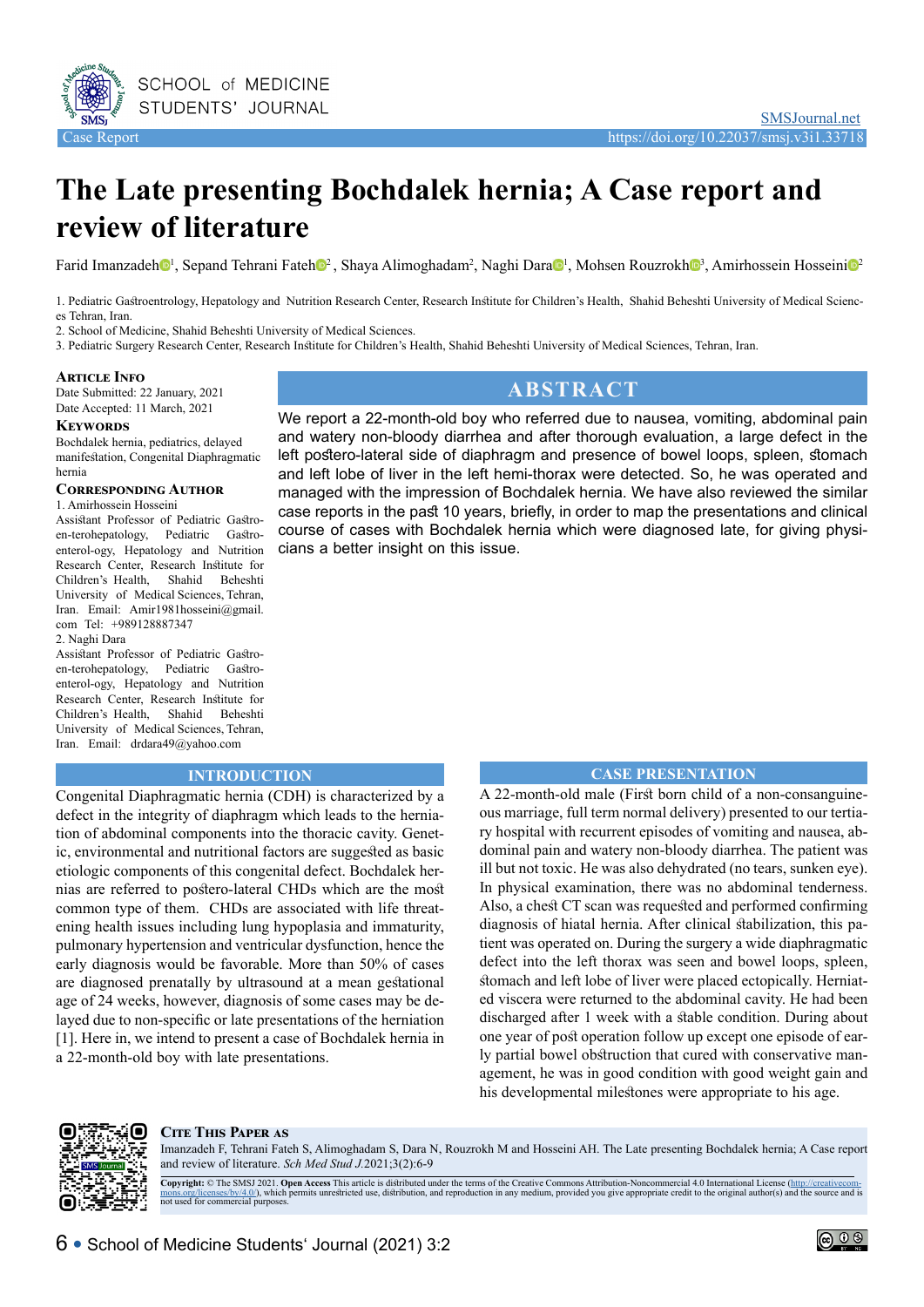Case Report

https://doi.org/10.22037/smsj.v3i1.33718

# The Late presenting Bochdalek hernia; A Case report and review of literature

Farid Imanzadeh[1], Sepand Tehrani Fateh[2], Shaya Alimoghadam[2], Naghi Dara[1], Mohsen Rouzrokh[3], Amirhossein Hosseini[2]

1. Pediatric Gastroentrology, Hepatology and Nutrition Research Center, Research Institute for Children's Health, Shahid Beheshti University of Medical Sciences Tehran, Iran.
2. School of Medicine, Shahid Beheshti University of Medical Sciences.
3. Pediatric Surgery Research Center, Research Institute for Children's Health, Shahid Beheshti University of Medical Sciences, Tehran, Iran.

**Article Info**

Date Submitted: 22 January, 2021
Date Accepted: 11 March, 2021

**Keywords**

Bochdalek hernia, pediatrics, delayed manifestation, Congenital Diaphragmatic hernia

**Corresponding Author**

1. Amirhossein Hosseini
Assistant Professor of Pediatric Gastro-en-terohepatology, Pediatric Gastro-enterol-ogy, Hepatology and Nutrition Research Center, Research Institute for Children's Health, Shahid Beheshti University of Medical Sciences, Tehran, Iran. Email: Amir1981hosseini@gmail.com Tel: +989128887347

2. Naghi Dara
Assistant Professor of Pediatric Gastro-en-terohepatology, Pediatric Gastro-enterol-ogy, Hepatology and Nutrition Research Center, Research Institute for Children's Health, Shahid Beheshti University of Medical Sciences, Tehran, Iran. Email: drdara49@yahoo.com

## ABSTRACT

We report a 22-month-old boy who referred due to nausea, vomiting, abdominal pain and watery non-bloody diarrhea and after thorough evaluation, a large defect in the left postero-lateral side of diaphragm and presence of bowel loops, spleen, stomach and left lobe of liver in the left hemi-thorax were detected. So, he was operated and managed with the impression of Bochdalek hernia. We have also reviewed the similar case reports in the past 10 years, briefly, in order to map the presentations and clinical course of cases with Bochdalek hernia which were diagnosed late, for giving physicians a better insight on this issue.

## INTRODUCTION

Congenital Diaphragmatic hernia (CDH) is characterized by a defect in the integrity of diaphragm which leads to the herniation of abdominal components into the thoracic cavity. Genetic, environmental and nutritional factors are suggested as basic etiologic components of this congenital defect. Bochdalek hernias are referred to postero-lateral CHDs which are the most common type of them. CHDs are associated with life threatening health issues including lung hypoplasia and immaturity, pulmonary hypertension and ventricular dysfunction, hence the early diagnosis would be favorable. More than 50% of cases are diagnosed prenatally by ultrasound at a mean gestational age of 24 weeks, however, diagnosis of some cases may be delayed due to non-specific or late presentations of the herniation [1]. Here in, we intend to present a case of Bochdalek hernia in a 22-month-old boy with late presentations.

## CASE PRESENTATION

A 22-month-old male (First born child of a non-consanguineous marriage, full term normal delivery) presented to our tertiary hospital with recurrent episodes of vomiting and nausea, abdominal pain and watery non-bloody diarrhea. The patient was ill but not toxic. He was also dehydrated (no tears, sunken eye). In physical examination, there was no abdominal tenderness. Also, a chest CT scan was requested and performed confirming diagnosis of hiatal hernia. After clinical stabilization, this patient was operated on. During the surgery a wide diaphragmatic defect into the left thorax was seen and bowel loops, spleen, stomach and left lobe of liver were placed ectopically. Herniated viscera were returned to the abdominal cavity. He had been discharged after 1 week with a stable condition. During about one year of post operation follow up except one episode of early partial bowel obstruction that cured with conservative management, he was in good condition with good weight gain and his developmental milestones were appropriate to his age.

**Cite This Paper as**

Imanzadeh F, Tehrani Fateh S, Alimoghadam S, Dara N, Rouzrokh M and Hosseini AH. The Late presenting Bochdalek hernia; A Case report and review of literature. *Sch Med Stud J*.2021;3(2):6-9

**Copyright:** © The SMSJ 2021. **Open Access** This article is distributed under the terms of the Creative Commons Attribution-Noncommercial 4.0 International License (http://creativecommons.org/licenses/by/4.0/), which permits unrestricted use, distribution, and reproduction in any medium, provided you give appropriate credit to the original author(s) and the source and is not used for commercial purposes.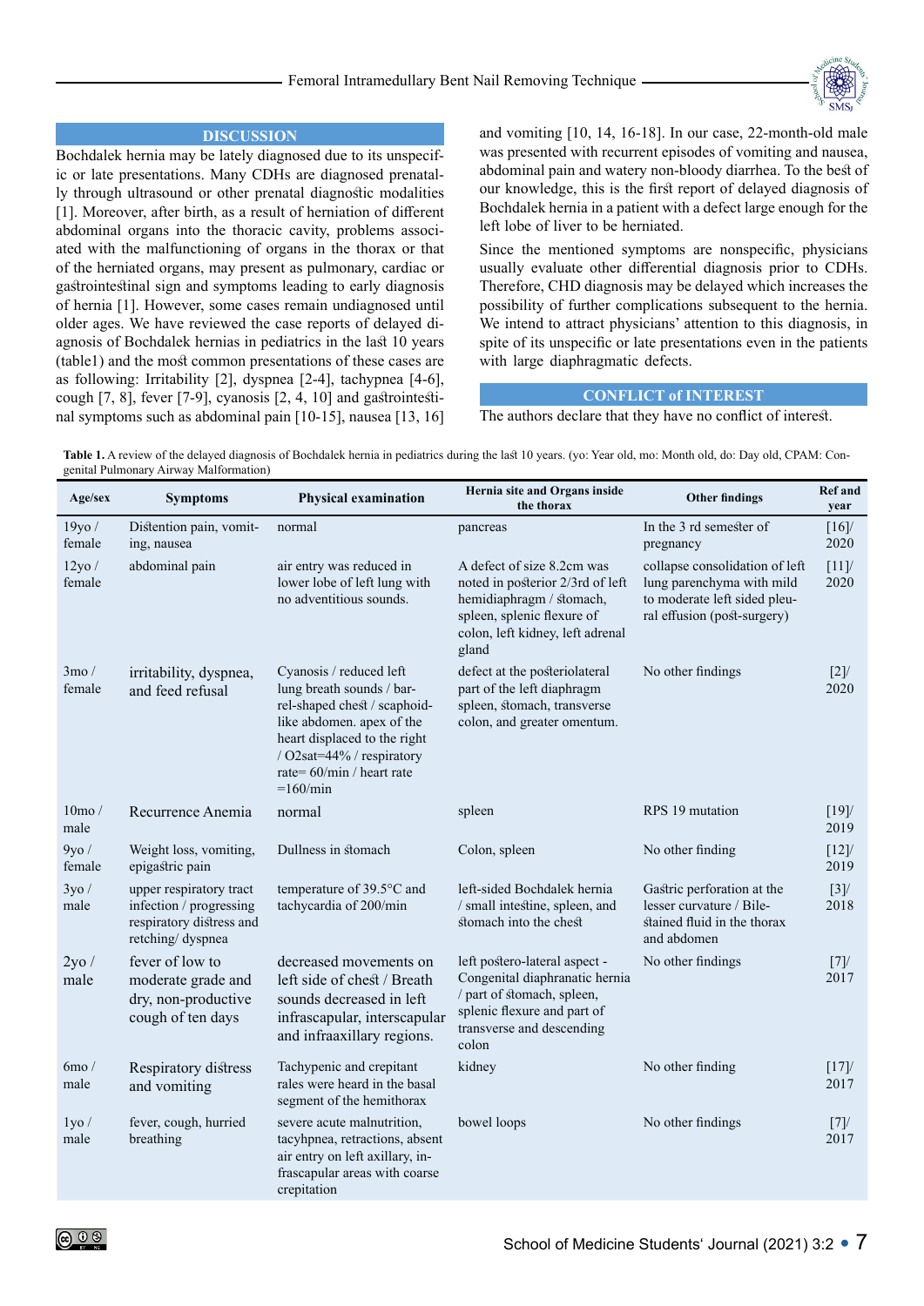## DISCUSSION

Bochdalek hernia may be lately diagnosed due to its unspecific or late presentations. Many CDHs are diagnosed prenatally through ultrasound or other prenatal diagnostic modalities [1]. Moreover, after birth, as a result of herniation of different abdominal organs into the thoracic cavity, problems associated with the malfunctioning of organs in the thorax or that of the herniated organs, may present as pulmonary, cardiac or gastrointestinal sign and symptoms leading to early diagnosis of hernia [1]. However, some cases remain undiagnosed until older ages. We have reviewed the case reports of delayed diagnosis of Bochdalek hernias in pediatrics in the last 10 years (table1) and the most common presentations of these cases are as following: Irritability [2], dyspnea [2-4], tachypnea [4-6], cough [7, 8], fever [7-9], cyanosis [2, 4, 10] and gastrointestinal symptoms such as abdominal pain [10-15], nausea [13, 16] and vomiting [10, 14, 16-18]. In our case, 22-month-old male was presented with recurrent episodes of vomiting and nausea, abdominal pain and watery non-bloody diarrhea. To the best of our knowledge, this is the first report of delayed diagnosis of Bochdalek hernia in a patient with a defect large enough for the left lobe of liver to be herniated.

Since the mentioned symptoms are nonspecific, physicians usually evaluate other differential diagnosis prior to CDHs. Therefore, CHD diagnosis may be delayed which increases the possibility of further complications subsequent to the hernia. We intend to attract physicians' attention to this diagnosis, in spite of its unspecific or late presentations even in the patients with large diaphragmatic defects.

## CONFLICT of INTEREST

The authors declare that they have no conflict of interest.

**Table 1.** A review of the delayed diagnosis of Bochdalek hernia in pediatrics during the last 10 years. (yo: Year old, mo: Month old, do: Day old, CPAM: Congenital Pulmonary Airway Malformation)

| Age/sex | Symptoms | Physical examination | Hernia site and Organs inside the thorax | Other findings | Ref and year |
|---|---|---|---|---|---|
| 19yo / female | Distention pain, vomiting, nausea | normal | pancreas | In the 3 rd semester of pregnancy | [16]/ 2020 |
| 12yo / female | abdominal pain | air entry was reduced in lower lobe of left lung with no adventitious sounds. | A defect of size 8.2cm was noted in posterior 2/3rd of left hemidiaphragm / stomach, spleen, splenic flexure of colon, left kidney, left adrenal gland | collapse consolidation of left lung parenchyma with mild to moderate left sided pleural effusion (post-surgery) | [11]/ 2020 |
| 3mo / female | irritability, dyspnea, and feed refusal | Cyanosis / reduced left lung breath sounds / barrel-shaped chest / scaphoid-like abdomen. apex of the heart displaced to the right / O2sat=44% / respiratory rate= 60/min / heart rate =160/min | defect at the posteriolateral part of the left diaphragm spleen, stomach, transverse colon, and greater omentum. | No other findings | [2]/ 2020 |
| 10mo / male | Recurrence Anemia | normal | spleen | RPS 19 mutation | [19]/ 2019 |
| 9yo / female | Weight loss, vomiting, epigastric pain | Dullness in stomach | Colon, spleen | No other finding | [12]/ 2019 |
| 3yo / male | upper respiratory tract infection / progressing respiratory distress and retching/ dyspnea | temperature of 39.5°C and tachycardia of 200/min | left-sided Bochdalek hernia / small intestine, spleen, and stomach into the chest | Gastric perforation at the lesser curvature / Bile-stained fluid in the thorax and abdomen | [3]/ 2018 |
| 2yo / male | fever of low to moderate grade and dry, non-productive cough of ten days | decreased movements on left side of chest / Breath sounds decreased in left infrascapular, interscapular and infraaxillary regions. | left postero-lateral aspect - Congenital diaphranatic hernia / part of stomach, spleen, splenic flexure and part of transverse and descending colon | No other findings | [7]/ 2017 |
| 6mo / male | Respiratory distress and vomiting | Tachypenic and crepitant rales were heard in the basal segment of the hemithorax | kidney | No other finding | [17]/ 2017 |
| 1yo / male | fever, cough, hurried breathing | severe acute malnutrition, tacyhpnea, retractions, absent air entry on left axillary, infrascapular areas with coarse crepitation | bowel loops | No other findings | [7]/ 2017 |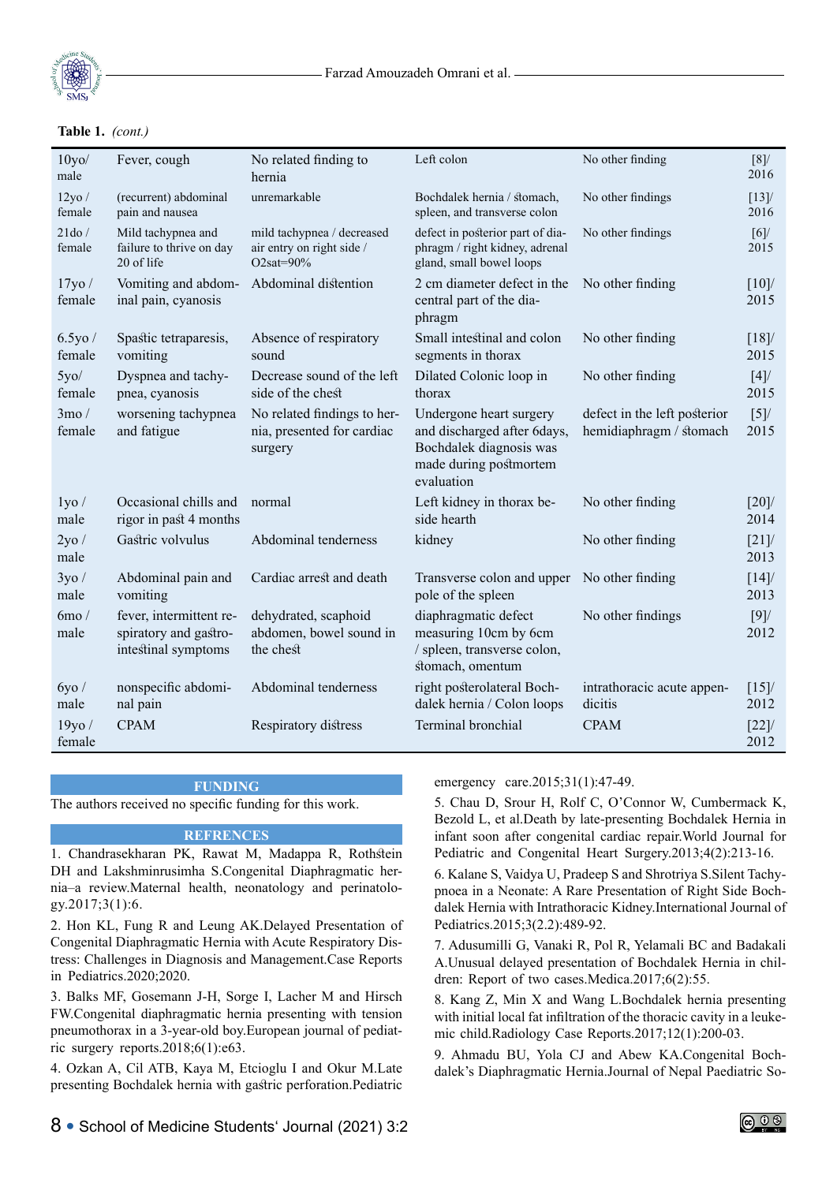**Table 1.** *(cont.)*

| | | | | | |
|---|---|---|---|---|---|
| 10yo/ male | Fever, cough | No related finding to hernia | Left colon | No other finding | [8]/ 2016 |
| 12yo / female | (recurrent) abdominal pain and nausea | unremarkable | Bochdalek hernia / stomach, spleen, and transverse colon | No other findings | [13]/ 2016 |
| 21do / female | Mild tachypnea and failure to thrive on day 20 of life | mild tachypnea / decreased air entry on right side / O2sat=90% | defect in posterior part of diaphragm / right kidney, adrenal gland, small bowel loops | No other findings | [6]/ 2015 |
| 17yo / female | Vomiting and abdominal pain, cyanosis | Abdominal distention | 2 cm diameter defect in the central part of the diaphragm | No other finding | [10]/ 2015 |
| 6.5yo / female | Spastic tetraparesis, vomiting | Absence of respiratory sound | Small intestinal and colon segments in thorax | No other finding | [18]/ 2015 |
| 5yo/ female | Dyspnea and tachypnea, cyanosis | Decrease sound of the left side of the chest | Dilated Colonic loop in thorax | No other finding | [4]/ 2015 |
| 3mo / female | worsening tachypnea and fatigue | No related findings to hernia, presented for cardiac surgery | Undergone heart surgery and discharged after 6days, Bochdalek diagnosis was made during postmortem evaluation | defect in the left posterior hemidiaphragm / stomach | [5]/ 2015 |
| 1yo / male | Occasional chills and rigor in past 4 months | normal | Left kidney in thorax beside hearth | No other finding | [20]/ 2014 |
| 2yo / male | Gastric volvulus | Abdominal tenderness | kidney | No other finding | [21]/ 2013 |
| 3yo / male | Abdominal pain and vomiting | Cardiac arrest and death | Transverse colon and upper pole of the spleen | No other finding | [14]/ 2013 |
| 6mo / male | fever, intermittent respiratory and gastrointestinal symptoms | dehydrated, scaphoid abdomen, bowel sound in the chest | diaphragmatic defect measuring 10cm by 6cm / spleen, transverse colon, stomach, omentum | No other findings | [9]/ 2012 |
| 6yo / male | nonspecific abdominal pain | Abdominal tenderness | right posterolateral Bochdalek hernia / Colon loops | intrathoracic acute appendicitis | [15]/ 2012 |
| 19yo / female | CPAM | Respiratory distress | Terminal bronchial | CPAM | [22]/ 2012 |

## FUNDING

The authors received no specific funding for this work.

## REFRENCES

1. Chandrasekharan PK, Rawat M, Madappa R, Rothstein DH and Lakshminrusimha S.Congenital Diaphragmatic hernia–a review.Maternal health, neonatology and perinatology.2017;3(1):6.

2. Hon KL, Fung R and Leung AK.Delayed Presentation of Congenital Diaphragmatic Hernia with Acute Respiratory Distress: Challenges in Diagnosis and Management.Case Reports in Pediatrics.2020;2020.

3. Balks MF, Gosemann J-H, Sorge I, Lacher M and Hirsch FW.Congenital diaphragmatic hernia presenting with tension pneumothorax in a 3-year-old boy.European journal of pediatric surgery reports.2018;6(1):e63.

4. Ozkan A, Cil ATB, Kaya M, Etcioglu I and Okur M.Late presenting Bochdalek hernia with gastric perforation.Pediatric emergency care.2015;31(1):47-49.

5. Chau D, Srour H, Rolf C, O'Connor W, Cumbermack K, Bezold L, et al.Death by late-presenting Bochdalek Hernia in infant soon after congenital cardiac repair.World Journal for Pediatric and Congenital Heart Surgery.2013;4(2):213-16.

6. Kalane S, Vaidya U, Pradeep S and Shrotriya S.Silent Tachypnoea in a Neonate: A Rare Presentation of Right Side Bochdalek Hernia with Intrathoracic Kidney.International Journal of Pediatrics.2015;3(2.2):489-92.

7. Adusumilli G, Vanaki R, Pol R, Yelamali BC and Badakali A.Unusual delayed presentation of Bochdalek Hernia in children: Report of two cases.Medica.2017;6(2):55.

8. Kang Z, Min X and Wang L.Bochdalek hernia presenting with initial local fat infiltration of the thoracic cavity in a leukemic child.Radiology Case Reports.2017;12(1):200-03.

9. Ahmadu BU, Yola CJ and Abew KA.Congenital Bochdalek's Diaphragmatic Hernia.Journal of Nepal Paediatric So-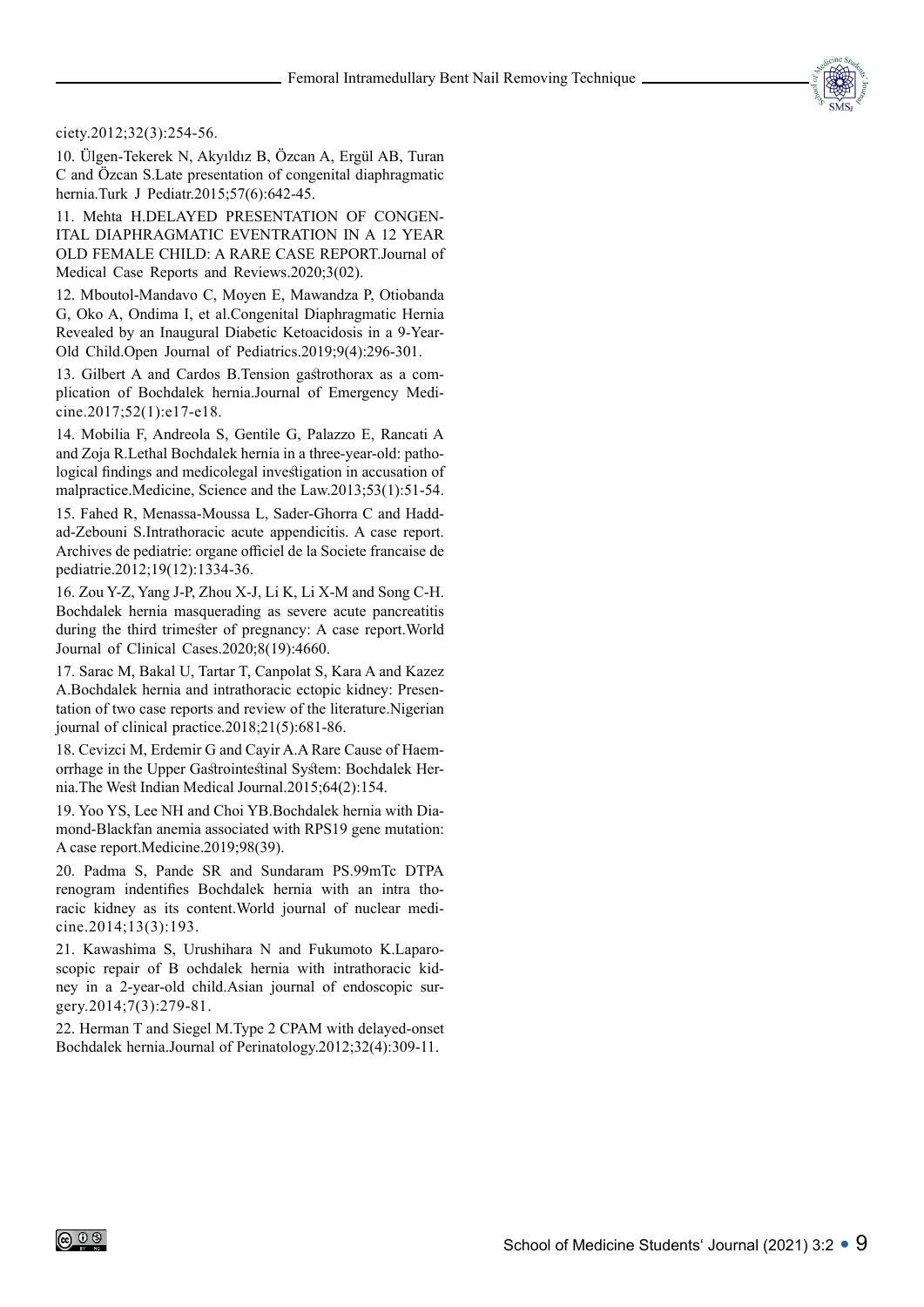ciety.2012;32(3):254-56.

10. Ülgen-Tekerek N, Akyıldız B, Özcan A, Ergül AB, Turan C and Özcan S.Late presentation of congenital diaphragmatic hernia.Turk J Pediatr.2015;57(6):642-45.

11. Mehta H.DELAYED PRESENTATION OF CONGENITAL DIAPHRAGMATIC EVENTRATION IN A 12 YEAR OLD FEMALE CHILD: A RARE CASE REPORT.Journal of Medical Case Reports and Reviews.2020;3(02).

12. Mboutol-Mandavo C, Moyen E, Mawandza P, Otiobanda G, Oko A, Ondima I, et al.Congenital Diaphragmatic Hernia Revealed by an Inaugural Diabetic Ketoacidosis in a 9-Year-Old Child.Open Journal of Pediatrics.2019;9(4):296-301.

13. Gilbert A and Cardos B.Tension gastrothorax as a complication of Bochdalek hernia.Journal of Emergency Medicine.2017;52(1):e17-e18.

14. Mobilia F, Andreola S, Gentile G, Palazzo E, Rancati A and Zoja R.Lethal Bochdalek hernia in a three-year-old: pathological findings and medicolegal investigation in accusation of malpractice.Medicine, Science and the Law.2013;53(1):51-54.

15. Fahed R, Menassa-Moussa L, Sader-Ghorra C and Haddad-Zebouni S.Intrathoracic acute appendicitis. A case report. Archives de pediatrie: organe officiel de la Societe francaise de pediatrie.2012;19(12):1334-36.

16. Zou Y-Z, Yang J-P, Zhou X-J, Li K, Li X-M and Song C-H. Bochdalek hernia masquerading as severe acute pancreatitis during the third trimester of pregnancy: A case report.World Journal of Clinical Cases.2020;8(19):4660.

17. Sarac M, Bakal U, Tartar T, Canpolat S, Kara A and Kazez A.Bochdalek hernia and intrathoracic ectopic kidney: Presentation of two case reports and review of the literature.Nigerian journal of clinical practice.2018;21(5):681-86.

18. Cevizci M, Erdemir G and Cayir A.A Rare Cause of Haemorrhage in the Upper Gastrointestinal System: Bochdalek Hernia.The West Indian Medical Journal.2015;64(2):154.

19. Yoo YS, Lee NH and Choi YB.Bochdalek hernia with Diamond-Blackfan anemia associated with RPS19 gene mutation: A case report.Medicine.2019;98(39).

20. Padma S, Pande SR and Sundaram PS.99mTc DTPA renogram indentifies Bochdalek hernia with an intra thoracic kidney as its content.World journal of nuclear medicine.2014;13(3):193.

21. Kawashima S, Urushihara N and Fukumoto K.Laparoscopic repair of B ochdalek hernia with intrathoracic kidney in a 2-year-old child.Asian journal of endoscopic surgery.2014;7(3):279-81.

22. Herman T and Siegel M.Type 2 CPAM with delayed-onset Bochdalek hernia.Journal of Perinatology.2012;32(4):309-11.